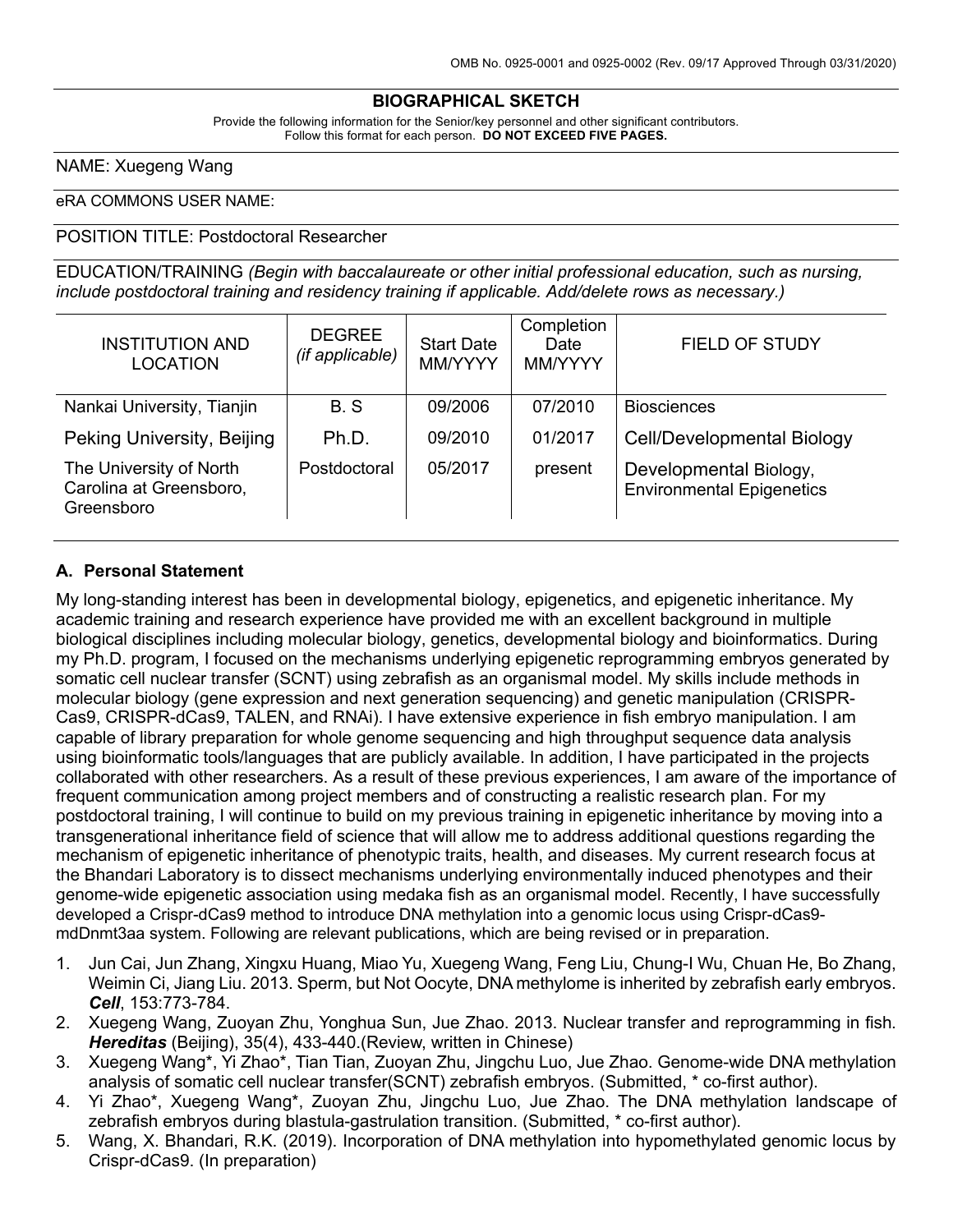OMB No. 0925-0001 and 0925-0002 (Rev. 09/17 Approved Through 03/31/2020)

# BIOGRAPHICAL SKETCH

Provide the following information for the Senior/key personnel and other significant contributors.
Follow this format for each person. **DO NOT EXCEED FIVE PAGES.**

NAME: Xuegeng Wang

eRA COMMONS USER NAME:

POSITION TITLE: Postdoctoral Researcher

EDUCATION/TRAINING *(Begin with baccalaureate or other initial professional education, such as nursing, include postdoctoral training and residency training if applicable. Add/delete rows as necessary.)*

| INSTITUTION AND LOCATION | DEGREE *(if applicable)* | Start Date MM/YYYY | Completion Date MM/YYYY | FIELD OF STUDY |
|---|---|---|---|---|
| Nankai University, Tianjin | B. S | 09/2006 | 07/2010 | Biosciences |
| Peking University, Beijing | Ph.D. | 09/2010 | 01/2017 | Cell/Developmental Biology |
| The University of North Carolina at Greensboro, Greensboro | Postdoctoral | 05/2017 | present | Developmental Biology, Environmental Epigenetics |

## A. Personal Statement

My long-standing interest has been in developmental biology, epigenetics, and epigenetic inheritance. My academic training and research experience have provided me with an excellent background in multiple biological disciplines including molecular biology, genetics, developmental biology and bioinformatics. During my Ph.D. program, I focused on the mechanisms underlying epigenetic reprogramming embryos generated by somatic cell nuclear transfer (SCNT) using zebrafish as an organismal model. My skills include methods in molecular biology (gene expression and next generation sequencing) and genetic manipulation (CRISPR-Cas9, CRISPR-dCas9, TALEN, and RNAi). I have extensive experience in fish embryo manipulation. I am capable of library preparation for whole genome sequencing and high throughput sequence data analysis using bioinformatic tools/languages that are publicly available. In addition, I have participated in the projects collaborated with other researchers. As a result of these previous experiences, I am aware of the importance of frequent communication among project members and of constructing a realistic research plan. For my postdoctoral training, I will continue to build on my previous training in epigenetic inheritance by moving into a transgenerational inheritance field of science that will allow me to address additional questions regarding the mechanism of epigenetic inheritance of phenotypic traits, health, and diseases. My current research focus at the Bhandari Laboratory is to dissect mechanisms underlying environmentally induced phenotypes and their genome-wide epigenetic association using medaka fish as an organismal model. Recently, I have successfully developed a Crispr-dCas9 method to introduce DNA methylation into a genomic locus using Crispr-dCas9-mdDnmt3aa system. Following are relevant publications, which are being revised or in preparation.

1. Jun Cai, Jun Zhang, Xingxu Huang, Miao Yu, Xuegeng Wang, Feng Liu, Chung-I Wu, Chuan He, Bo Zhang, Weimin Ci, Jiang Liu. 2013. Sperm, but Not Oocyte, DNA methylome is inherited by zebrafish early embryos. ***Cell***, 153:773-784.
2. Xuegeng Wang, Zuoyan Zhu, Yonghua Sun, Jue Zhao. 2013. Nuclear transfer and reprogramming in fish. ***Hereditas*** (Beijing), 35(4), 433-440.(Review, written in Chinese)
3. Xuegeng Wang*, Yi Zhao*, Tian Tian, Zuoyan Zhu, Jingchu Luo, Jue Zhao. Genome-wide DNA methylation analysis of somatic cell nuclear transfer(SCNT) zebrafish embryos. (Submitted, * co-first author).
4. Yi Zhao*, Xuegeng Wang*, Zuoyan Zhu, Jingchu Luo, Jue Zhao. The DNA methylation landscape of zebrafish embryos during blastula-gastrulation transition. (Submitted, * co-first author).
5. Wang, X. Bhandari, R.K. (2019). Incorporation of DNA methylation into hypomethylated genomic locus by Crispr-dCas9. (In preparation)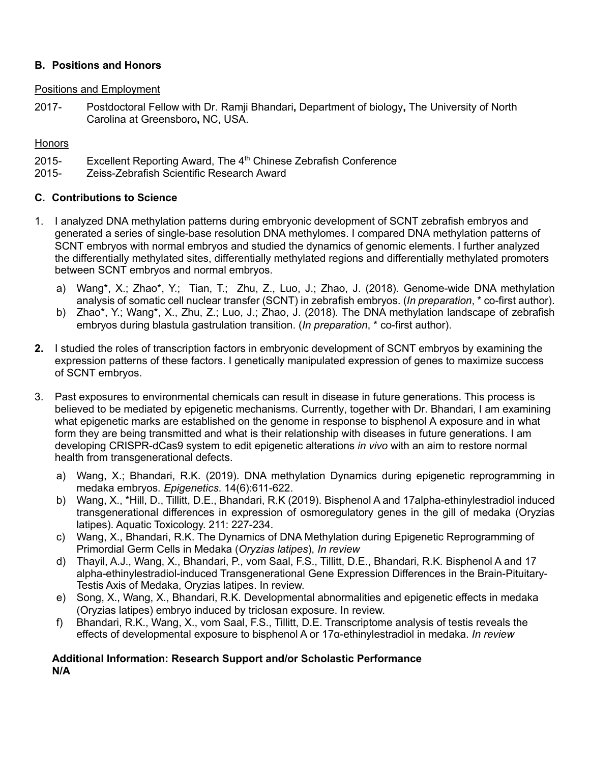## B. Positions and Honors

Positions and Employment

2017- Postdoctoral Fellow with Dr. Ramji Bhandari**,** Department of biology**,** The University of North Carolina at Greensboro**,** NC, USA.

Honors

2015- Excellent Reporting Award, The 4th Chinese Zebrafish Conference

2015- Zeiss-Zebrafish Scientific Research Award

## C. Contributions to Science

1. I analyzed DNA methylation patterns during embryonic development of SCNT zebrafish embryos and generated a series of single-base resolution DNA methylomes. I compared DNA methylation patterns of SCNT embryos with normal embryos and studied the dynamics of genomic elements. I further analyzed the differentially methylated sites, differentially methylated regions and differentially methylated promoters between SCNT embryos and normal embryos.
   a) Wang*, X.; Zhao*, Y.; Tian, T.; Zhu, Z., Luo, J.; Zhao, J. (2018). Genome-wide DNA methylation analysis of somatic cell nuclear transfer (SCNT) in zebrafish embryos. (*In preparation*, * co-first author).
   b) Zhao*, Y.; Wang*, X., Zhu, Z.; Luo, J.; Zhao, J. (2018). The DNA methylation landscape of zebrafish embryos during blastula gastrulation transition. (*In preparation*, * co-first author).

**2.** I studied the roles of transcription factors in embryonic development of SCNT embryos by examining the expression patterns of these factors. I genetically manipulated expression of genes to maximize success of SCNT embryos.

3. Past exposures to environmental chemicals can result in disease in future generations. This process is believed to be mediated by epigenetic mechanisms. Currently, together with Dr. Bhandari, I am examining what epigenetic marks are established on the genome in response to bisphenol A exposure and in what form they are being transmitted and what is their relationship with diseases in future generations. I am developing CRISPR-dCas9 system to edit epigenetic alterations *in vivo* with an aim to restore normal health from transgenerational defects.
   a) Wang, X.; Bhandari, R.K. (2019). DNA methylation Dynamics during epigenetic reprogramming in medaka embryos*. Epigenetics*. 14(6):611-622.
   b) Wang, X., *Hill, D., Tillitt, D.E., Bhandari, R.K (2019). Bisphenol A and 17alpha-ethinylestradiol induced transgenerational differences in expression of osmoregulatory genes in the gill of medaka (Oryzias latipes). Aquatic Toxicology. 211: 227-234.
   c) Wang, X., Bhandari, R.K. The Dynamics of DNA Methylation during Epigenetic Reprogramming of Primordial Germ Cells in Medaka (*Oryzias latipes*), *In review*
   d) Thayil, A.J., Wang, X., Bhandari, P., vom Saal, F.S., Tillitt, D.E., Bhandari, R.K. Bisphenol A and 17 alpha-ethinylestradiol-induced Transgenerational Gene Expression Differences in the Brain-Pituitary-Testis Axis of Medaka, Oryzias latipes. In review.
   e) Song, X., Wang, X., Bhandari, R.K. Developmental abnormalities and epigenetic effects in medaka (Oryzias latipes) embryo induced by triclosan exposure. In review.
   f) Bhandari, R.K., Wang, X., vom Saal, F.S., Tillitt, D.E. Transcriptome analysis of testis reveals the effects of developmental exposure to bisphenol A or 17α-ethinylestradiol in medaka. *In review*

**Additional Information: Research Support and/or Scholastic Performance**
**N/A**